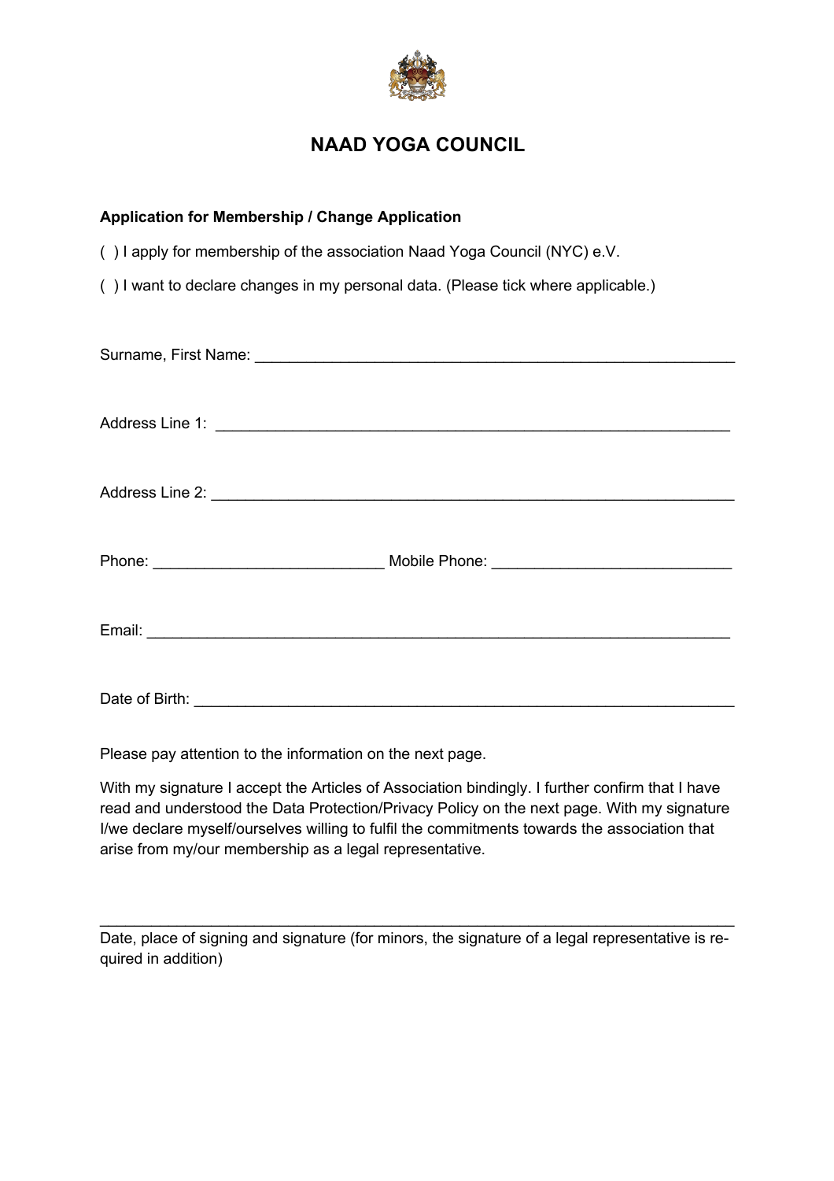# NAAD YOGA COUNCIL

**Application for Membership / Change Application**

( ) I apply for membership of the association Naad Yoga Council (NYC) e.V.

( ) I want to declare changes in my personal data. (Please tick where applicable.)

Surname, First Name: ___________________________________________________________

Address Line 1: _______________________________________________________________

Address Line 2: _______________________________________________________________

Phone: ___________________________ Mobile Phone: ____________________________

Email: ______________________________________________________________________

Date of Birth: _________________________________________________________________

Please pay attention to the information on the next page.

With my signature I accept the Articles of Association bindingly. I further confirm that I have read and understood the Data Protection/Privacy Policy on the next page. With my signature I/we declare myself/ourselves willing to fulfil the commitments towards the association that arise from my/our membership as a legal representative.

_____________________________________________________________________________

Date, place of signing and signature (for minors, the signature of a legal representative is required in addition)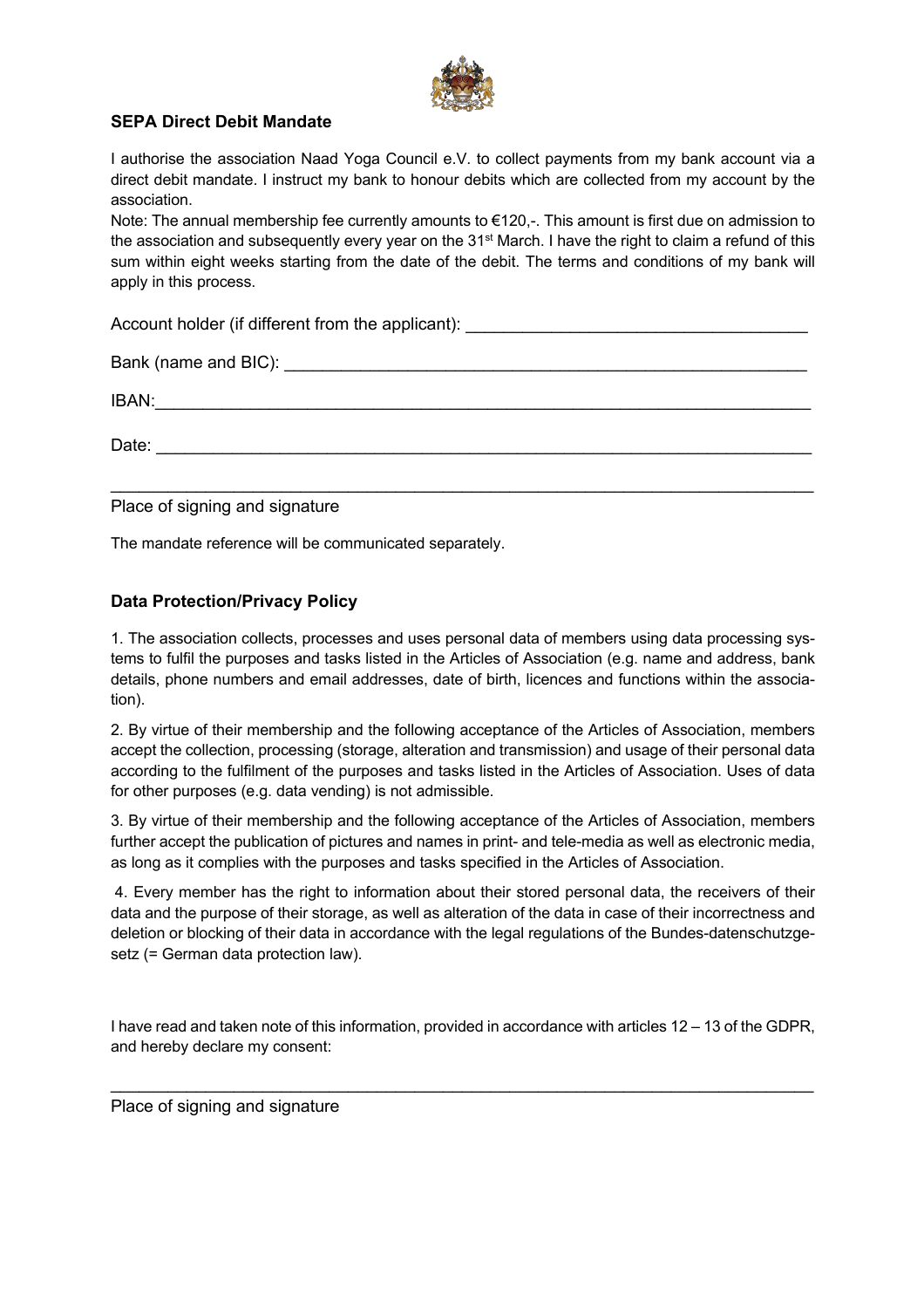**SEPA Direct Debit Mandate**

I authorise the association Naad Yoga Council e.V. to collect payments from my bank account via a direct debit mandate. I instruct my bank to honour debits which are collected from my account by the association.

Note: The annual membership fee currently amounts to €120,-. This amount is first due on admission to the association and subsequently every year on the 31st March. I have the right to claim a refund of this sum within eight weeks starting from the date of the debit. The terms and conditions of my bank will apply in this process.

Account holder (if different from the applicant): ___________________________________

Bank (name and BIC): ________________________________________________________

IBAN:_______________________________________________________________________

Date: _______________________________________________________________________

_____________________________________________________________________________

Place of signing and signature

The mandate reference will be communicated separately.

**Data Protection/Privacy Policy**

1. The association collects, processes and uses personal data of members using data processing systems to fulfil the purposes and tasks listed in the Articles of Association (e.g. name and address, bank details, phone numbers and email addresses, date of birth, licences and functions within the association).

2. By virtue of their membership and the following acceptance of the Articles of Association, members accept the collection, processing (storage, alteration and transmission) and usage of their personal data according to the fulfilment of the purposes and tasks listed in the Articles of Association. Uses of data for other purposes (e.g. data vending) is not admissible.

3. By virtue of their membership and the following acceptance of the Articles of Association, members further accept the publication of pictures and names in print- and tele-media as well as electronic media, as long as it complies with the purposes and tasks specified in the Articles of Association.

4. Every member has the right to information about their stored personal data, the receivers of their data and the purpose of their storage, as well as alteration of the data in case of their incorrectness and deletion or blocking of their data in accordance with the legal regulations of the Bundes-datenschutzgesetz (= German data protection law).

I have read and taken note of this information, provided in accordance with articles 12 – 13 of the GDPR, and hereby declare my consent:

_____________________________________________________________________________

Place of signing and signature